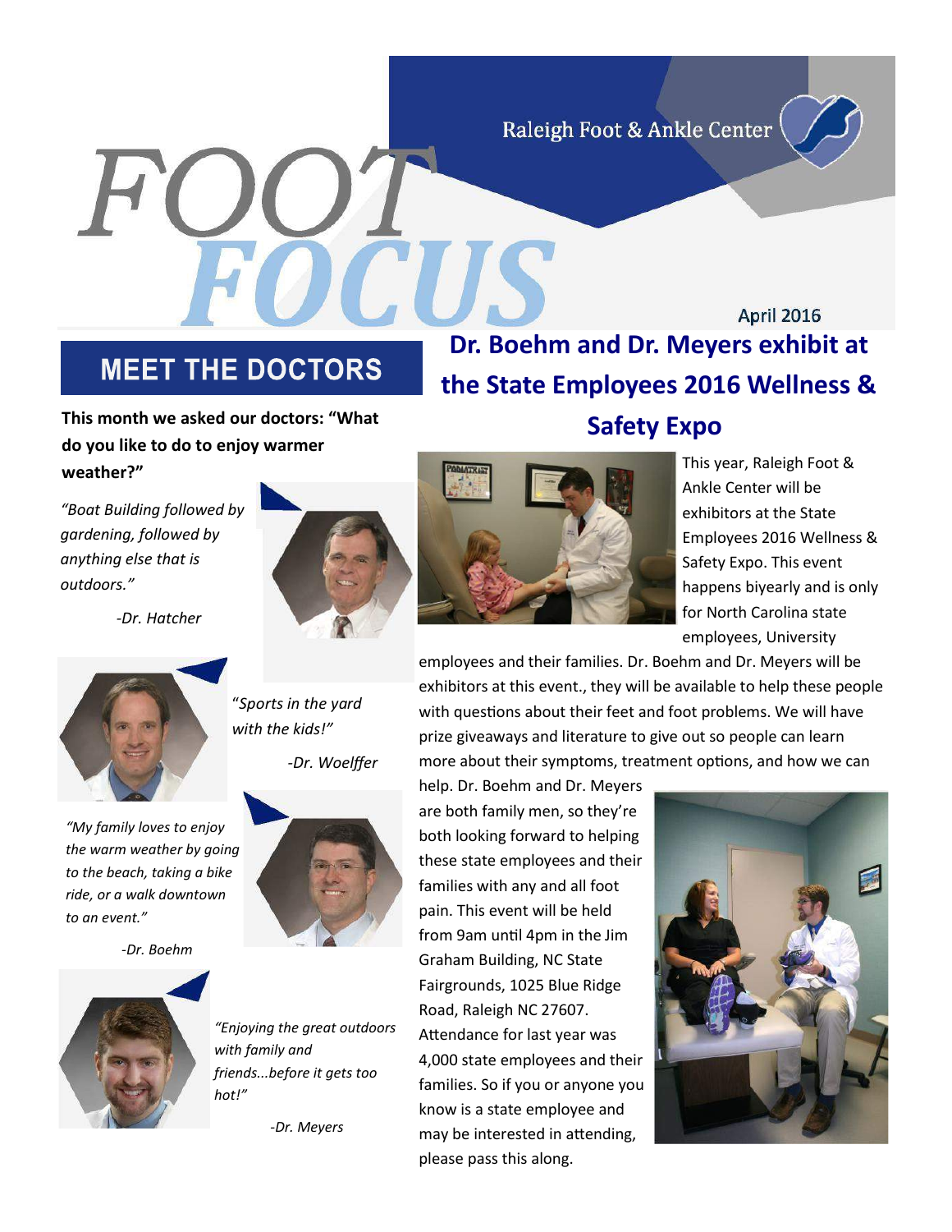Raleigh Foot & Ankle Center

# FOOT FOCUS

April 2016

## MEET THE DOCTORS

**This month we asked our doctors: "What do you like to do to enjoy warmer weather?"**

*"Boat Building followed by gardening, followed by anything else that is outdoors."*

*-Dr. Hatcher*

*"Sports in the yard with the kids!"*

*-Dr. Woelffer*

*"My family loves to enjoy the warm weather by going to the beach, taking a bike ride, or a walk downtown to an event."*

*-Dr. Boehm*

*"Enjoying the great outdoors with family and friends...before it gets too hot!"*

*-Dr. Meyers*

## Dr. Boehm and Dr. Meyers exhibit at the State Employees 2016 Wellness & Safety Expo

This year, Raleigh Foot & Ankle Center will be exhibitors at the State Employees 2016 Wellness & Safety Expo. This event happens biyearly and is only for North Carolina state employees, University employees and their families. Dr. Boehm and Dr. Meyers will be exhibitors at this event., they will be available to help these people with questions about their feet and foot problems. We will have prize giveaways and literature to give out so people can learn more about their symptoms, treatment options, and how we can help. Dr. Boehm and Dr. Meyers are both family men, so they're both looking forward to helping these state employees and their families with any and all foot pain. This event will be held from 9am until 4pm in the Jim Graham Building, NC State Fairgrounds, 1025 Blue Ridge Road, Raleigh NC 27607. Attendance for last year was 4,000 state employees and their families. So if you or anyone you know is a state employee and may be interested in attending, please pass this along.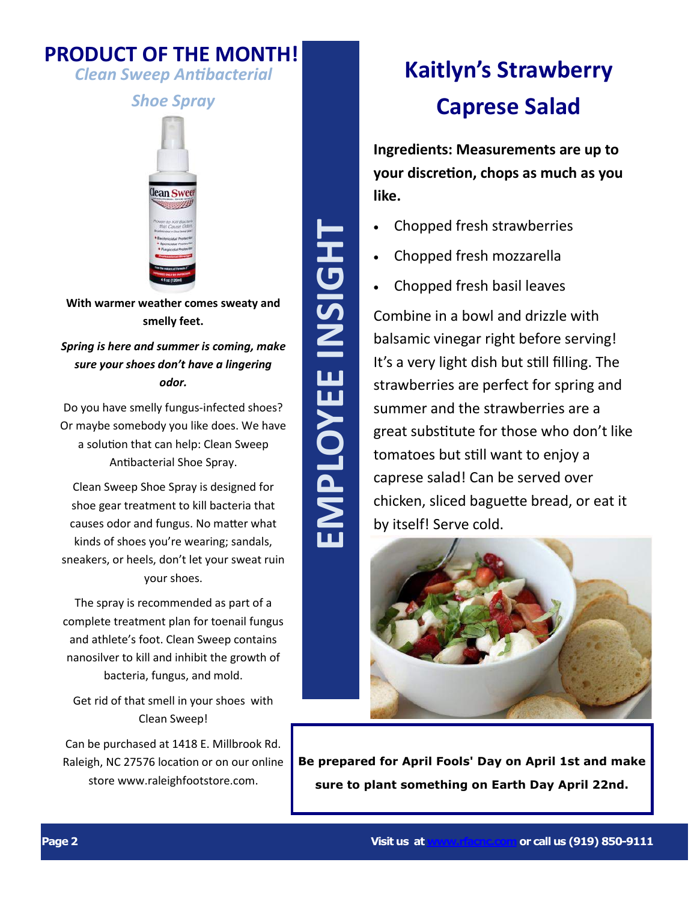# PRODUCT OF THE MONTH!

## *Clean Sweep Antibacterial Shoe Spray*

**With warmer weather comes sweaty and smelly feet.**

***Spring is here and summer is coming, make sure your shoes don't have a lingering odor.***

Do you have smelly fungus-infected shoes? Or maybe somebody you like does. We have a solution that can help: Clean Sweep Antibacterial Shoe Spray.

Clean Sweep Shoe Spray is designed for shoe gear treatment to kill bacteria that causes odor and fungus. No matter what kinds of shoes you're wearing; sandals, sneakers, or heels, don't let your sweat ruin your shoes.

The spray is recommended as part of a complete treatment plan for toenail fungus and athlete's foot. Clean Sweep contains nanosilver to kill and inhibit the growth of bacteria, fungus, and mold.

Get rid of that smell in your shoes with Clean Sweep!

Can be purchased at 1418 E. Millbrook Rd. Raleigh, NC 27576 location or on our online store www.raleighfootstore.com.

# EMPLOYEE INSIGHT

## Kaitlyn's Strawberry Caprese Salad

**Ingredients: Measurements are up to your discretion, chops as much as you like.**

- Chopped fresh strawberries
- Chopped fresh mozzarella
- Chopped fresh basil leaves

Combine in a bowl and drizzle with balsamic vinegar right before serving! It's a very light dish but still filling. The strawberries are perfect for spring and summer and the strawberries are a great substitute for those who don't like tomatoes but still want to enjoy a caprese salad! Can be served over chicken, sliced baguette bread, or eat it by itself! Serve cold.

**Be prepared for April Fools' Day on April 1st and make sure to plant something on Earth Day April 22nd.**

Visit us at www.rfacnc.com or call us (919) 850-9111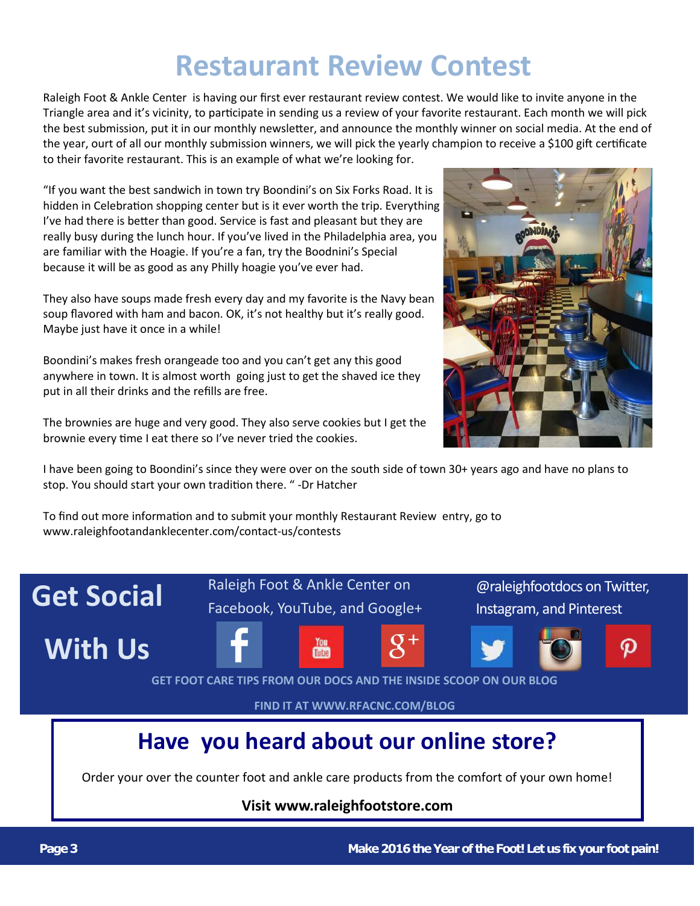# Restaurant Review Contest

Raleigh Foot & Ankle Center is having our first ever restaurant review contest. We would like to invite anyone in the Triangle area and it's vicinity, to participate in sending us a review of your favorite restaurant. Each month we will pick the best submission, put it in our monthly newsletter, and announce the monthly winner on social media. At the end of the year, ourt of all our monthly submission winners, we will pick the yearly champion to receive a $100 gift certificate to their favorite restaurant. This is an example of what we're looking for.

"If you want the best sandwich in town try Boondini's on Six Forks Road. It is hidden in Celebration shopping center but is it ever worth the trip. Everything I've had there is better than good. Service is fast and pleasant but they are really busy during the lunch hour. If you've lived in the Philadelphia area, you are familiar with the Hoagie. If you're a fan, try the Boodnini's Special because it will be as good as any Philly hoagie you've ever had.

They also have soups made fresh every day and my favorite is the Navy bean soup flavored with ham and bacon. OK, it's not healthy but it's really good. Maybe just have it once in a while!

Boondini's makes fresh orangeade too and you can't get any this good anywhere in town. It is almost worth going just to get the shaved ice they put in all their drinks and the refills are free.

The brownies are huge and very good. They also serve cookies but I get the brownie every time I eat there so I've never tried the cookies.

I have been going to Boondini's since they were over on the south side of town 30+ years ago and have no plans to stop. You should start your own tradition there. " -Dr Hatcher

To find out more information and to submit your monthly Restaurant Review entry, go to www.raleighfootandanklecenter.com/contact-us/contests

## Get Social With Us

Raleigh Foot & Ankle Center on Facebook, YouTube, and Google+

@raleighfootdocs on Twitter, Instagram, and Pinterest

**GET FOOT CARE TIPS FROM OUR DOCS AND THE INSIDE SCOOP ON OUR BLOG**

**FIND IT AT WWW.RFACNC.COM/BLOG**

## Have you heard about our online store?

Order your over the counter foot and ankle care products from the comfort of your own home!

**Visit www.raleighfootstore.com**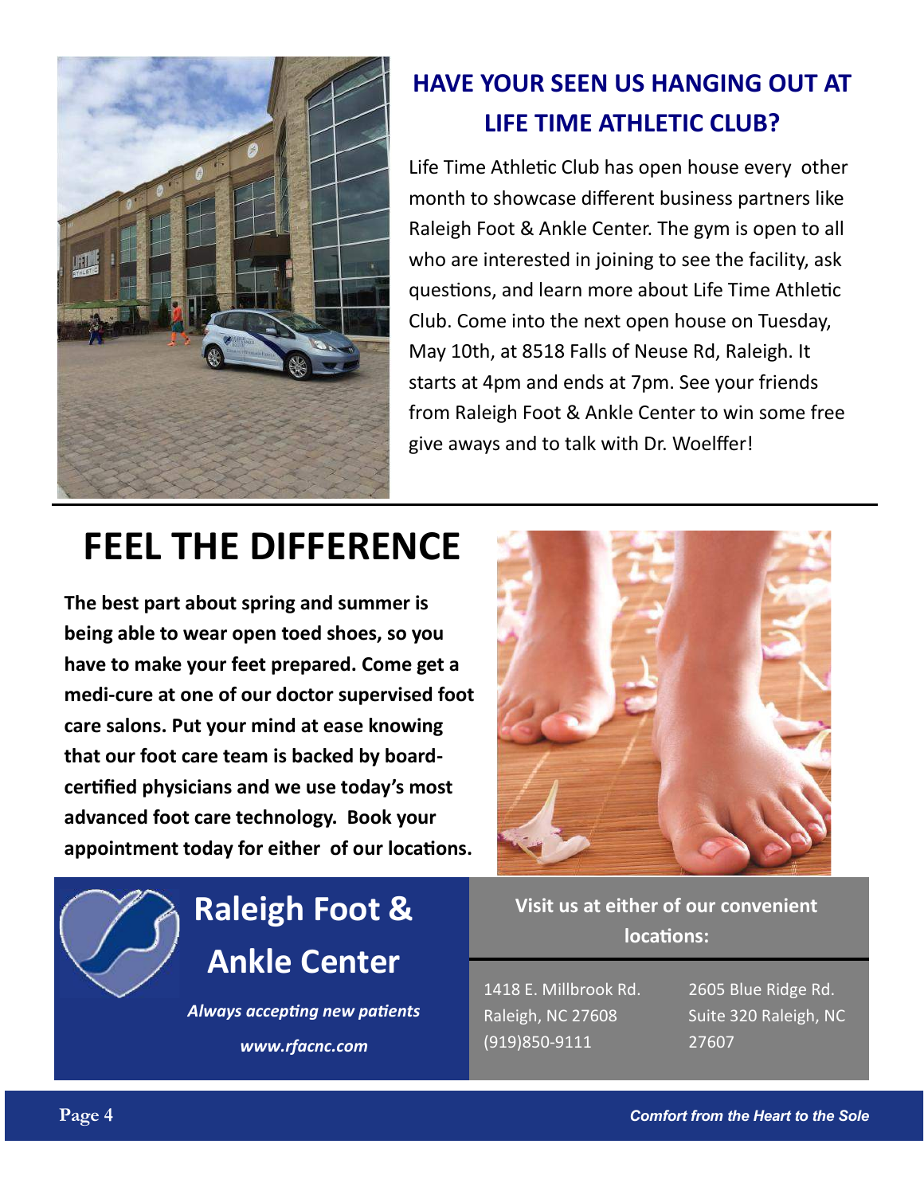## HAVE YOUR SEEN US HANGING OUT AT LIFE TIME ATHLETIC CLUB?

Life Time Athletic Club has open house every other month to showcase different business partners like Raleigh Foot & Ankle Center. The gym is open to all who are interested in joining to see the facility, ask questions, and learn more about Life Time Athletic Club. Come into the next open house on Tuesday, May 10th, at 8518 Falls of Neuse Rd, Raleigh. It starts at 4pm and ends at 7pm. See your friends from Raleigh Foot & Ankle Center to win some free give aways and to talk with Dr. Woelffer!

---

# FEEL THE DIFFERENCE

**The best part about spring and summer is being able to wear open toed shoes, so you have to make your feet prepared. Come get a medi-cure at one of our doctor supervised foot care salons. Put your mind at ease knowing that our foot care team is backed by board-certified physicians and we use today's most advanced foot care technology. Book your appointment today for either of our locations.**

## Raleigh Foot & Ankle Center

***Always accepting new patients***

***www.rfacnc.com***

**Visit us at either of our convenient locations:**

1418 E. Millbrook Rd.
Raleigh, NC 27608
(919)850-9111

2605 Blue Ridge Rd.
Suite 320 Raleigh, NC 27607

*Comfort from the Heart to the Sole*